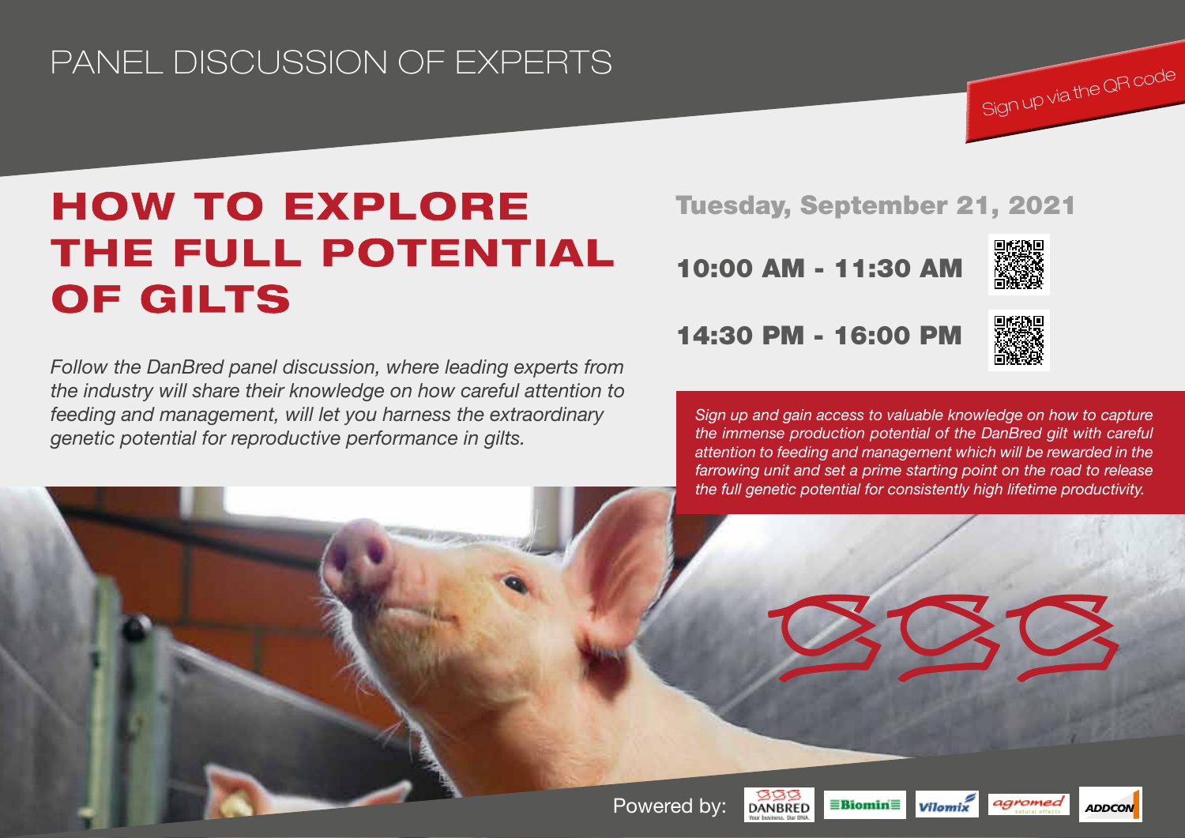PANEL DISCUSSION OF EXPERTS

Sign up via the QR code

# HOW TO EXPLORE THE FULL POTENTIAL OF GILTS

*Follow the DanBred panel discussion, where leading experts from the industry will share their knowledge on how careful attention to feeding and management, will let you harness the extraordinary genetic potential for reproductive performance in gilts.*

## Tuesday, September 21, 2021

**10:00 AM - 11:30 AM**

**14:30 PM - 16:00 PM**

*Sign up and gain access to valuable knowledge on how to capture the immense production potential of the DanBred gilt with careful attention to feeding and management which will be rewarded in the farrowing unit and set a prime starting point on the road to release the full genetic potential for consistently high lifetime productivity.*

Powered by: DANBRED, Biomin, Vilomix, agromed, ADDCON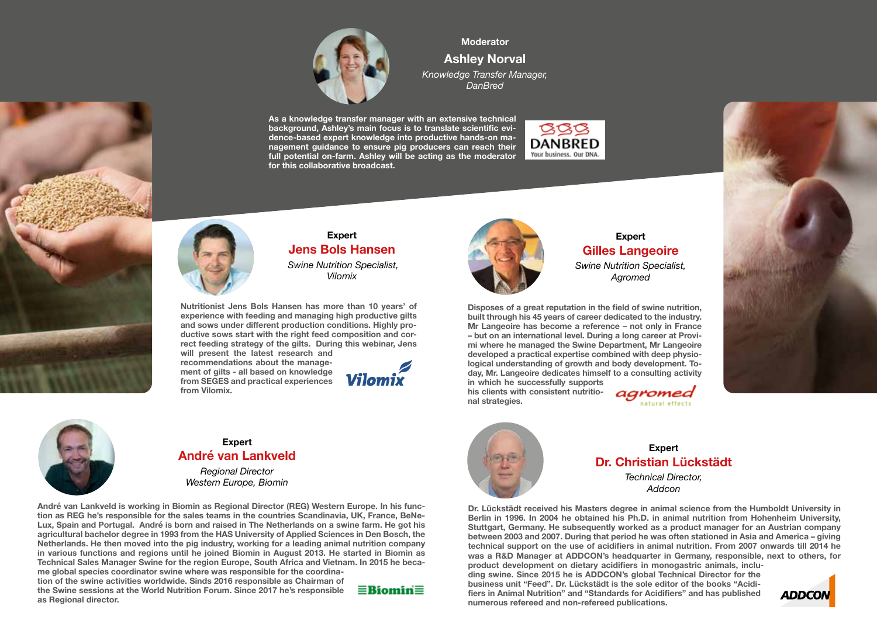**Moderator**

## Ashley Norval

*Knowledge Transfer Manager, DanBred*

**As a knowledge transfer manager with an extensive technical background, Ashley's main focus is to translate scientific evidence-based expert knowledge into productive hands-on management guidance to ensure pig producers can reach their full potential on-farm. Ashley will be acting as the moderator for this collaborative broadcast.**

DANBRED Your business. Our DNA.

**Expert**

## Jens Bols Hansen

*Swine Nutrition Specialist, Vilomix*

**Nutritionist Jens Bols Hansen has more than 10 years' of experience with feeding and managing high productive gilts and sows under different production conditions. Highly productive sows start with the right feed composition and correct feeding strategy of the gilts. During this webinar, Jens will present the latest research and recommendations about the management of gilts - all based on knowledge from SEGES and practical experiences from Vilomix.**

Vilomix

**Expert**

## Gilles Langeoire

*Swine Nutrition Specialist, Agromed*

**Disposes of a great reputation in the field of swine nutrition, built through his 45 years of career dedicated to the industry. Mr Langeoire has become a reference – not only in France – but on an international level. During a long career at Provimi where he managed the Swine Department, Mr Langeoire developed a practical expertise combined with deep physiological understanding of growth and body development. Today, Mr. Langeoire dedicates himself to a consulting activity in which he successfully supports his clients with consistent nutritional strategies.**

agromed natural effects

**Expert**

## André van Lankveld

*Regional Director Western Europe, Biomin*

**André van Lankveld is working in Biomin as Regional Director (REG) Western Europe. In his function as REG he's responsible for the sales teams in the countries Scandinavia, UK, France, BeNeLux, Spain and Portugal. André is born and raised in The Netherlands on a swine farm. He got his agricultural bachelor degree in 1993 from the HAS University of Applied Sciences in Den Bosch, the Netherlands. He then moved into the pig industry, working for a leading animal nutrition company in various functions and regions until he joined Biomin in August 2013. He started in Biomin as Technical Sales Manager Swine for the region Europe, South Africa and Vietnam. In 2015 he became global species coordinator swine where was responsible for the coordination of the swine activities worldwide. Sinds 2016 responsible as Chairman of the Swine sessions at the World Nutrition Forum. Since 2017 he's responsible as Regional director.**

Biomin

**Expert**

## Dr. Christian Lückstädt

*Technical Director, Addcon*

**Dr. Lückstädt received his Masters degree in animal science from the Humboldt University in Berlin in 1996. In 2004 he obtained his Ph.D. in animal nutrition from Hohenheim University, Stuttgart, Germany. He subsequently worked as a product manager for an Austrian company between 2003 and 2007. During that period he was often stationed in Asia and America – giving technical support on the use of acidifiers in animal nutrition. From 2007 onwards till 2014 he was a R&D Manager at ADDCON's headquarter in Germany, responsible, next to others, for product development on dietary acidifiers in monogastric animals, including swine. Since 2015 he is ADDCON's global Technical Director for the business unit "Feed". Dr. Lückstädt is the sole editor of the books "Acidifiers in Animal Nutrition" and "Standards for Acidifiers" and has published numerous refereed and non-refereed publications.**

ADDCON